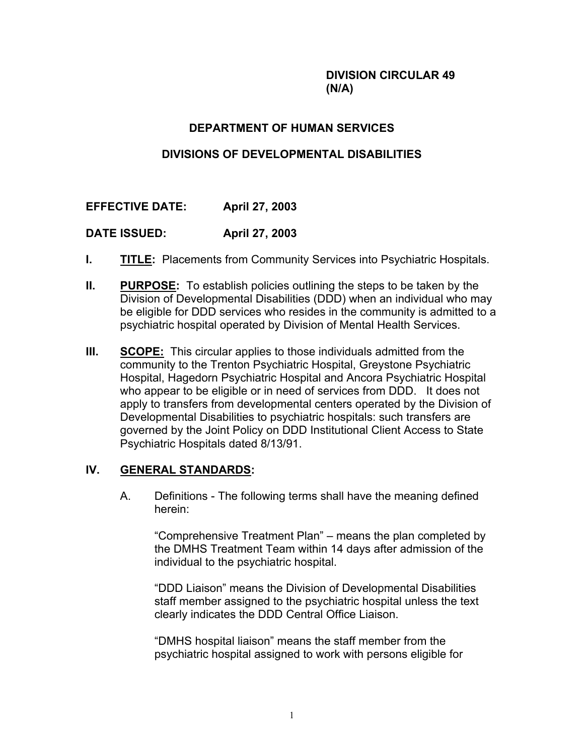**DIVISION CIRCULAR 49**
**(N/A)**

# DEPARTMENT OF HUMAN SERVICES

## DIVISIONS OF DEVELOPMENTAL DISABILITIES

**EFFECTIVE DATE: April 27, 2003**

**DATE ISSUED: April 27, 2003**

**I. TITLE:** Placements from Community Services into Psychiatric Hospitals.

**II. PURPOSE:** To establish policies outlining the steps to be taken by the Division of Developmental Disabilities (DDD) when an individual who may be eligible for DDD services who resides in the community is admitted to a psychiatric hospital operated by Division of Mental Health Services.

**III. SCOPE:** This circular applies to those individuals admitted from the community to the Trenton Psychiatric Hospital, Greystone Psychiatric Hospital, Hagedorn Psychiatric Hospital and Ancora Psychiatric Hospital who appear to be eligible or in need of services from DDD. It does not apply to transfers from developmental centers operated by the Division of Developmental Disabilities to psychiatric hospitals: such transfers are governed by the Joint Policy on DDD Institutional Client Access to State Psychiatric Hospitals dated 8/13/91.

**IV. GENERAL STANDARDS:**

A. Definitions - The following terms shall have the meaning defined herein:

"Comprehensive Treatment Plan" – means the plan completed by the DMHS Treatment Team within 14 days after admission of the individual to the psychiatric hospital.

"DDD Liaison" means the Division of Developmental Disabilities staff member assigned to the psychiatric hospital unless the text clearly indicates the DDD Central Office Liaison.

"DMHS hospital liaison" means the staff member from the psychiatric hospital assigned to work with persons eligible for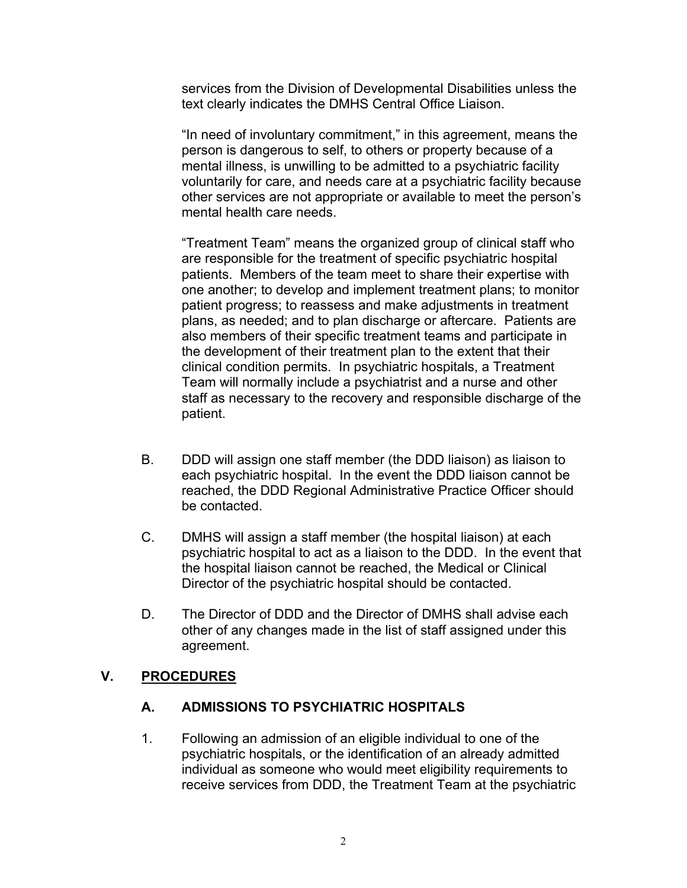services from the Division of Developmental Disabilities unless the text clearly indicates the DMHS Central Office Liaison.

"In need of involuntary commitment," in this agreement, means the person is dangerous to self, to others or property because of a mental illness, is unwilling to be admitted to a psychiatric facility voluntarily for care, and needs care at a psychiatric facility because other services are not appropriate or available to meet the person's mental health care needs.

"Treatment Team" means the organized group of clinical staff who are responsible for the treatment of specific psychiatric hospital patients. Members of the team meet to share their expertise with one another; to develop and implement treatment plans; to monitor patient progress; to reassess and make adjustments in treatment plans, as needed; and to plan discharge or aftercare. Patients are also members of their specific treatment teams and participate in the development of their treatment plan to the extent that their clinical condition permits. In psychiatric hospitals, a Treatment Team will normally include a psychiatrist and a nurse and other staff as necessary to the recovery and responsible discharge of the patient.

B. DDD will assign one staff member (the DDD liaison) as liaison to each psychiatric hospital. In the event the DDD liaison cannot be reached, the DDD Regional Administrative Practice Officer should be contacted.

C. DMHS will assign a staff member (the hospital liaison) at each psychiatric hospital to act as a liaison to the DDD. In the event that the hospital liaison cannot be reached, the Medical or Clinical Director of the psychiatric hospital should be contacted.

D. The Director of DDD and the Director of DMHS shall advise each other of any changes made in the list of staff assigned under this agreement.

## V. PROCEDURES

### A. ADMISSIONS TO PSYCHIATRIC HOSPITALS

1. Following an admission of an eligible individual to one of the psychiatric hospitals, or the identification of an already admitted individual as someone who would meet eligibility requirements to receive services from DDD, the Treatment Team at the psychiatric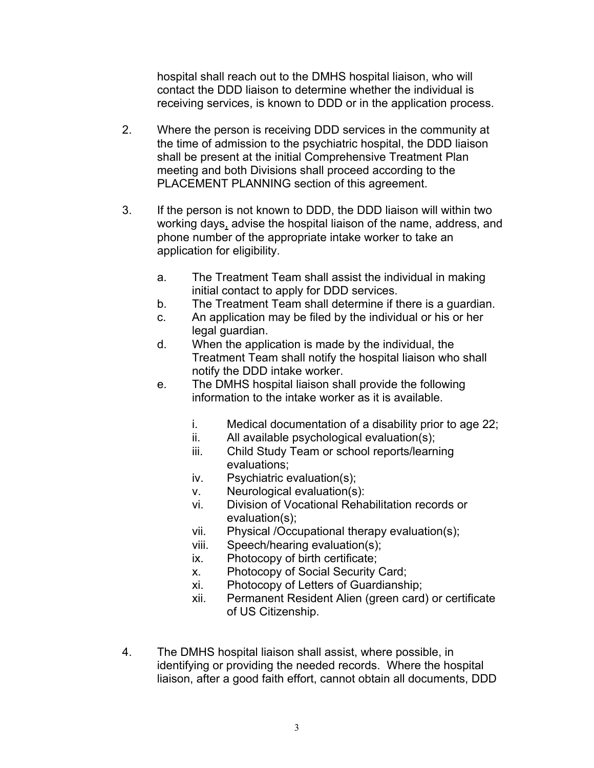hospital shall reach out to the DMHS hospital liaison, who will contact the DDD liaison to determine whether the individual is receiving services, is known to DDD or in the application process.

2. Where the person is receiving DDD services in the community at the time of admission to the psychiatric hospital, the DDD liaison shall be present at the initial Comprehensive Treatment Plan meeting and both Divisions shall proceed according to the PLACEMENT PLANNING section of this agreement.

3. If the person is not known to DDD, the DDD liaison will within two working days, advise the hospital liaison of the name, address, and phone number of the appropriate intake worker to take an application for eligibility.

   a. The Treatment Team shall assist the individual in making initial contact to apply for DDD services.
   b. The Treatment Team shall determine if there is a guardian.
   c. An application may be filed by the individual or his or her legal guardian.
   d. When the application is made by the individual, the Treatment Team shall notify the hospital liaison who shall notify the DDD intake worker.
   e. The DMHS hospital liaison shall provide the following information to the intake worker as it is available.

      i. Medical documentation of a disability prior to age 22;
      ii. All available psychological evaluation(s);
      iii. Child Study Team or school reports/learning evaluations;
      iv. Psychiatric evaluation(s);
      v. Neurological evaluation(s):
      vi. Division of Vocational Rehabilitation records or evaluation(s);
      vii. Physical /Occupational therapy evaluation(s);
      viii. Speech/hearing evaluation(s);
      ix. Photocopy of birth certificate;
      x. Photocopy of Social Security Card;
      xi. Photocopy of Letters of Guardianship;
      xii. Permanent Resident Alien (green card) or certificate of US Citizenship.

4. The DMHS hospital liaison shall assist, where possible, in identifying or providing the needed records. Where the hospital liaison, after a good faith effort, cannot obtain all documents, DDD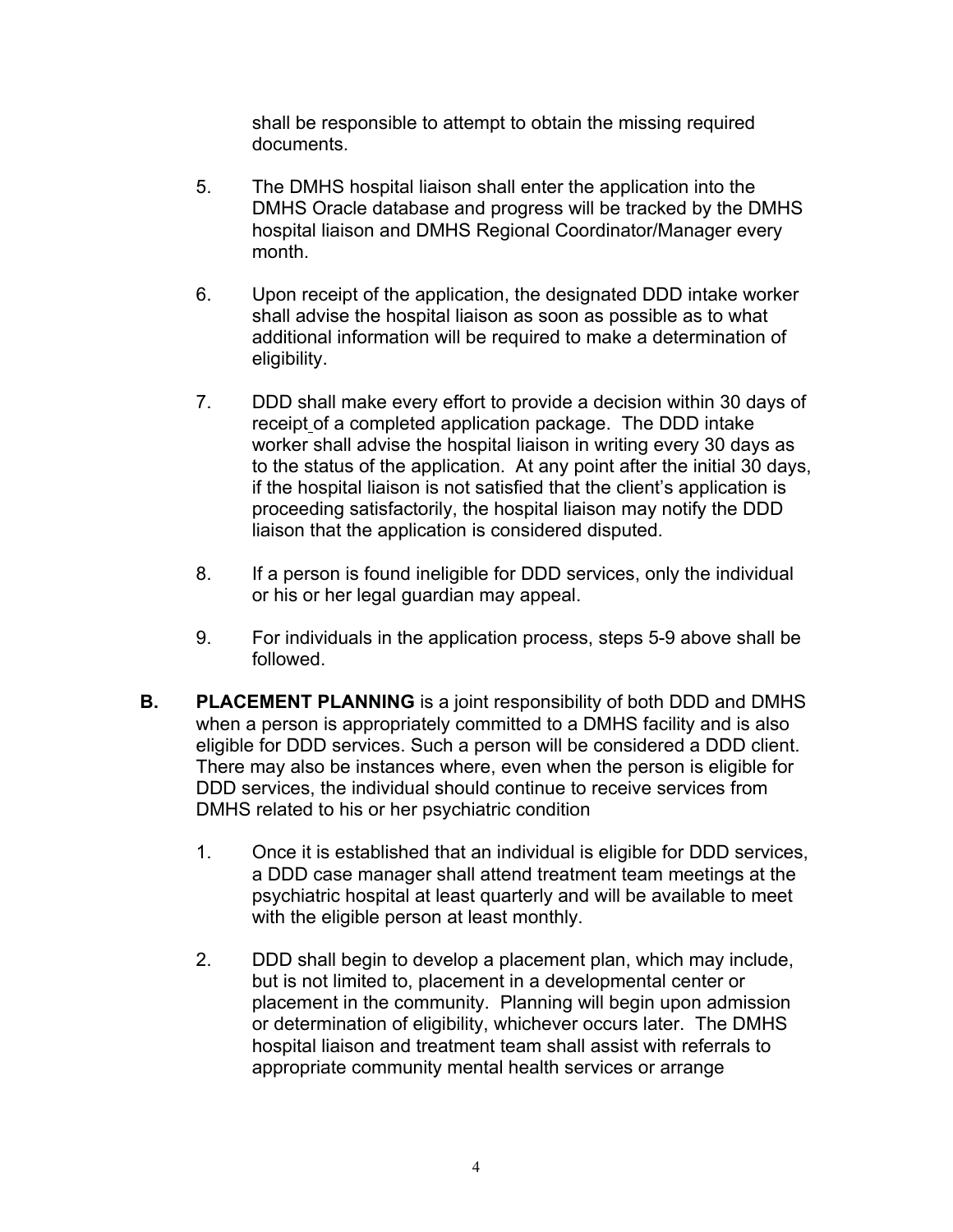shall be responsible to attempt to obtain the missing required documents.

5. The DMHS hospital liaison shall enter the application into the DMHS Oracle database and progress will be tracked by the DMHS hospital liaison and DMHS Regional Coordinator/Manager every month.

6. Upon receipt of the application, the designated DDD intake worker shall advise the hospital liaison as soon as possible as to what additional information will be required to make a determination of eligibility.

7. DDD shall make every effort to provide a decision within 30 days of receipt of a completed application package. The DDD intake worker shall advise the hospital liaison in writing every 30 days as to the status of the application. At any point after the initial 30 days, if the hospital liaison is not satisfied that the client's application is proceeding satisfactorily, the hospital liaison may notify the DDD liaison that the application is considered disputed.

8. If a person is found ineligible for DDD services, only the individual or his or her legal guardian may appeal.

9. For individuals in the application process, steps 5-9 above shall be followed.

**B. PLACEMENT PLANNING** is a joint responsibility of both DDD and DMHS when a person is appropriately committed to a DMHS facility and is also eligible for DDD services. Such a person will be considered a DDD client. There may also be instances where, even when the person is eligible for DDD services, the individual should continue to receive services from DMHS related to his or her psychiatric condition

1. Once it is established that an individual is eligible for DDD services, a DDD case manager shall attend treatment team meetings at the psychiatric hospital at least quarterly and will be available to meet with the eligible person at least monthly.

2. DDD shall begin to develop a placement plan, which may include, but is not limited to, placement in a developmental center or placement in the community. Planning will begin upon admission or determination of eligibility, whichever occurs later. The DMHS hospital liaison and treatment team shall assist with referrals to appropriate community mental health services or arrange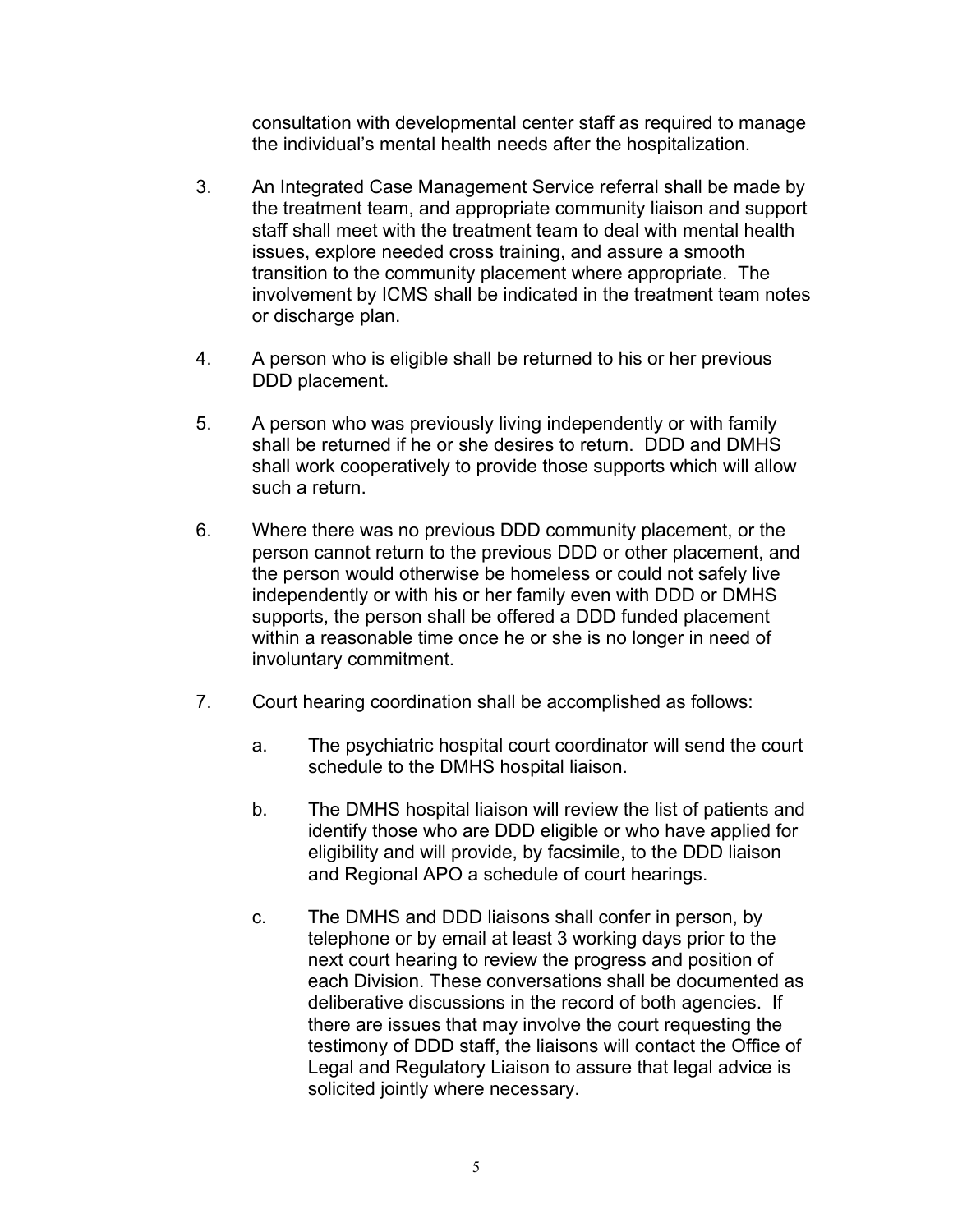consultation with developmental center staff as required to manage the individual's mental health needs after the hospitalization.

3. An Integrated Case Management Service referral shall be made by the treatment team, and appropriate community liaison and support staff shall meet with the treatment team to deal with mental health issues, explore needed cross training, and assure a smooth transition to the community placement where appropriate. The involvement by ICMS shall be indicated in the treatment team notes or discharge plan.

4. A person who is eligible shall be returned to his or her previous DDD placement.

5. A person who was previously living independently or with family shall be returned if he or she desires to return. DDD and DMHS shall work cooperatively to provide those supports which will allow such a return.

6. Where there was no previous DDD community placement, or the person cannot return to the previous DDD or other placement, and the person would otherwise be homeless or could not safely live independently or with his or her family even with DDD or DMHS supports, the person shall be offered a DDD funded placement within a reasonable time once he or she is no longer in need of involuntary commitment.

7. Court hearing coordination shall be accomplished as follows:

   a. The psychiatric hospital court coordinator will send the court schedule to the DMHS hospital liaison.

   b. The DMHS hospital liaison will review the list of patients and identify those who are DDD eligible or who have applied for eligibility and will provide, by facsimile, to the DDD liaison and Regional APO a schedule of court hearings.

   c. The DMHS and DDD liaisons shall confer in person, by telephone or by email at least 3 working days prior to the next court hearing to review the progress and position of each Division. These conversations shall be documented as deliberative discussions in the record of both agencies. If there are issues that may involve the court requesting the testimony of DDD staff, the liaisons will contact the Office of Legal and Regulatory Liaison to assure that legal advice is solicited jointly where necessary.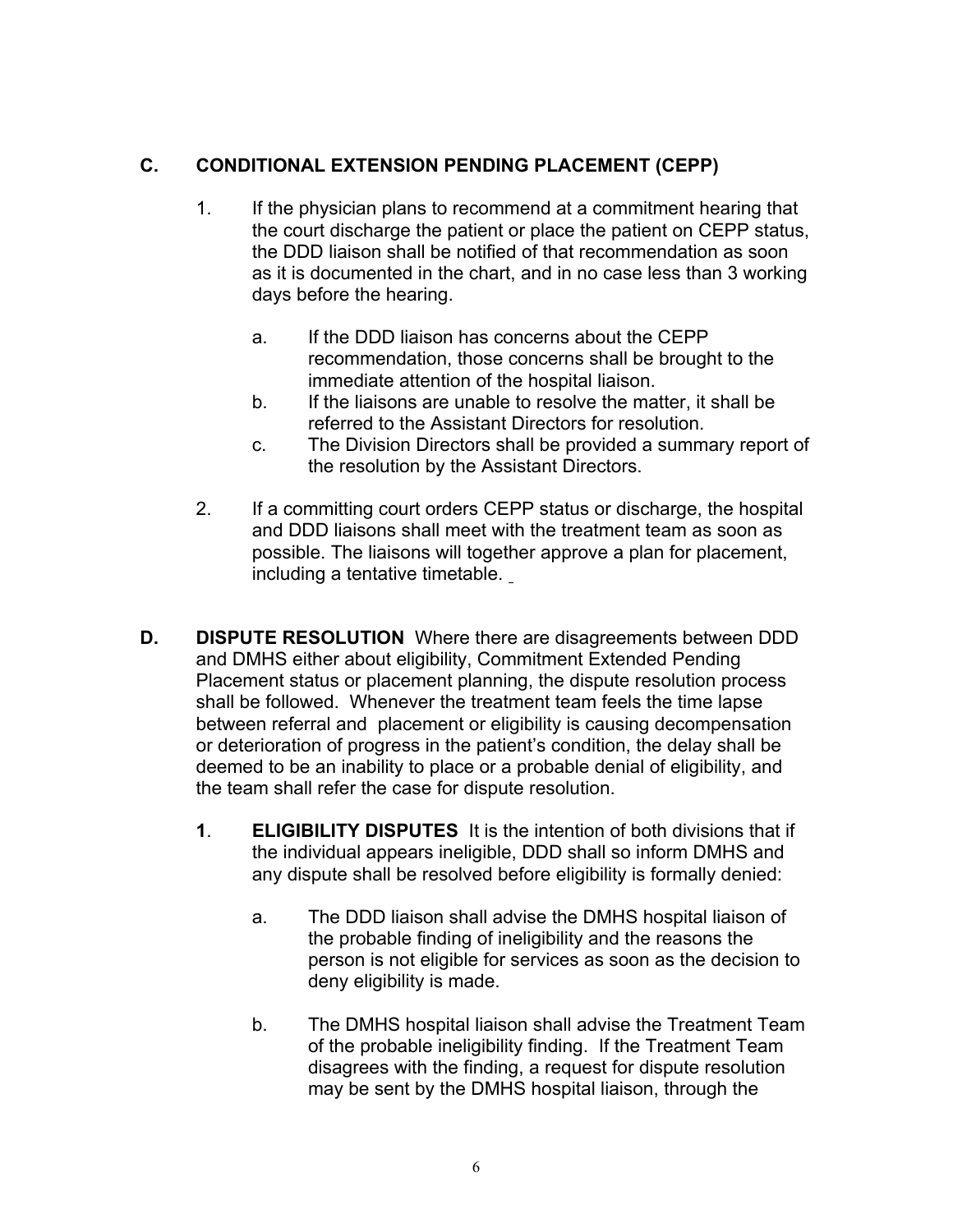## C. CONDITIONAL EXTENSION PENDING PLACEMENT (CEPP)

1. If the physician plans to recommend at a commitment hearing that the court discharge the patient or place the patient on CEPP status, the DDD liaison shall be notified of that recommendation as soon as it is documented in the chart, and in no case less than 3 working days before the hearing.

   a. If the DDD liaison has concerns about the CEPP recommendation, those concerns shall be brought to the immediate attention of the hospital liaison.

   b. If the liaisons are unable to resolve the matter, it shall be referred to the Assistant Directors for resolution.

   c. The Division Directors shall be provided a summary report of the resolution by the Assistant Directors.

2. If a committing court orders CEPP status or discharge, the hospital and DDD liaisons shall meet with the treatment team as soon as possible. The liaisons will together approve a plan for placement, including a tentative timetable.

## D. DISPUTE RESOLUTION

**DISPUTE RESOLUTION** Where there are disagreements between DDD and DMHS either about eligibility, Commitment Extended Pending Placement status or placement planning, the dispute resolution process shall be followed. Whenever the treatment team feels the time lapse between referral and placement or eligibility is causing decompensation or deterioration of progress in the patient's condition, the delay shall be deemed to be an inability to place or a probable denial of eligibility, and the team shall refer the case for dispute resolution.

**1. ELIGIBILITY DISPUTES** It is the intention of both divisions that if the individual appears ineligible, DDD shall so inform DMHS and any dispute shall be resolved before eligibility is formally denied:

   a. The DDD liaison shall advise the DMHS hospital liaison of the probable finding of ineligibility and the reasons the person is not eligible for services as soon as the decision to deny eligibility is made.

   b. The DMHS hospital liaison shall advise the Treatment Team of the probable ineligibility finding. If the Treatment Team disagrees with the finding, a request for dispute resolution may be sent by the DMHS hospital liaison, through the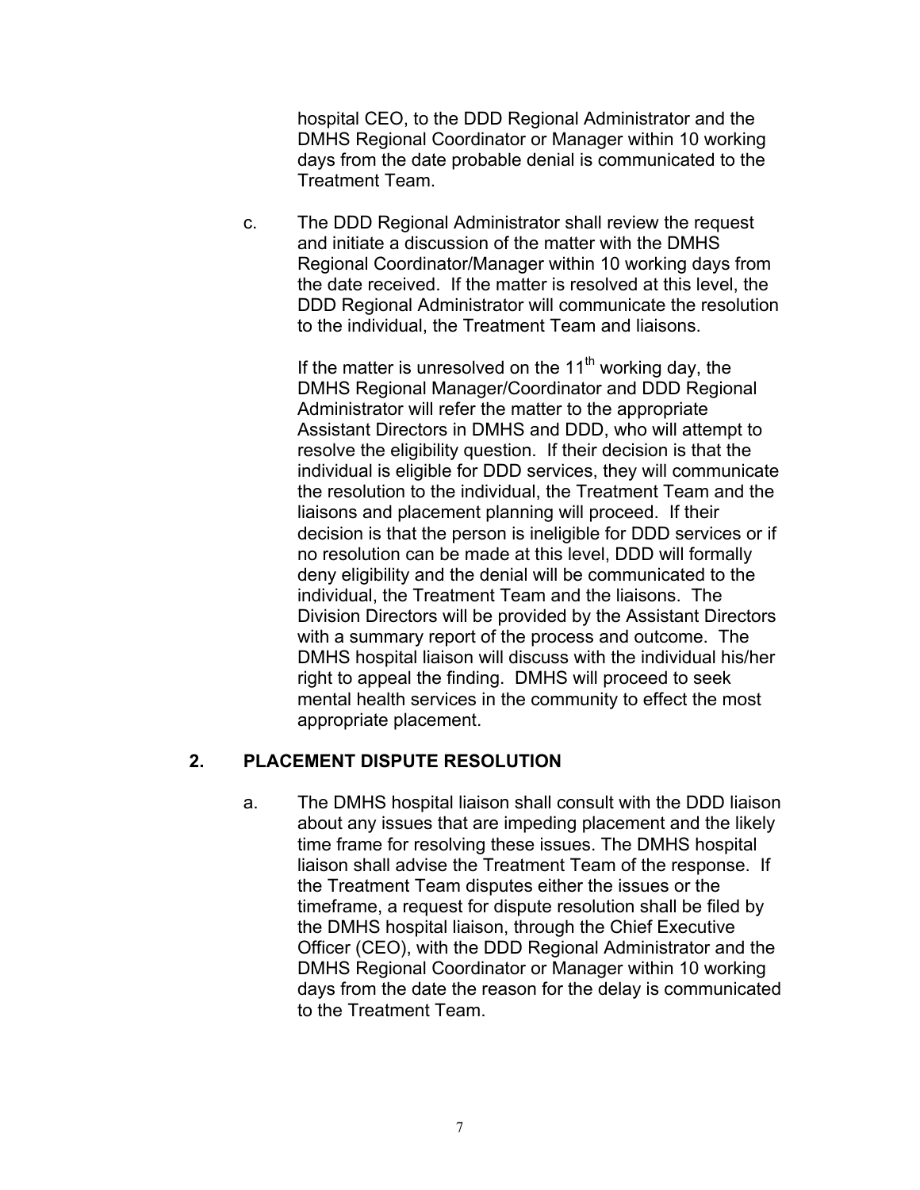hospital CEO, to the DDD Regional Administrator and the DMHS Regional Coordinator or Manager within 10 working days from the date probable denial is communicated to the Treatment Team.

c. The DDD Regional Administrator shall review the request and initiate a discussion of the matter with the DMHS Regional Coordinator/Manager within 10 working days from the date received. If the matter is resolved at this level, the DDD Regional Administrator will communicate the resolution to the individual, the Treatment Team and liaisons.

   If the matter is unresolved on the 11th working day, the DMHS Regional Manager/Coordinator and DDD Regional Administrator will refer the matter to the appropriate Assistant Directors in DMHS and DDD, who will attempt to resolve the eligibility question. If their decision is that the individual is eligible for DDD services, they will communicate the resolution to the individual, the Treatment Team and the liaisons and placement planning will proceed. If their decision is that the person is ineligible for DDD services or if no resolution can be made at this level, DDD will formally deny eligibility and the denial will be communicated to the individual, the Treatment Team and the liaisons. The Division Directors will be provided by the Assistant Directors with a summary report of the process and outcome. The DMHS hospital liaison will discuss with the individual his/her right to appeal the finding. DMHS will proceed to seek mental health services in the community to effect the most appropriate placement.

## 2. PLACEMENT DISPUTE RESOLUTION

a. The DMHS hospital liaison shall consult with the DDD liaison about any issues that are impeding placement and the likely time frame for resolving these issues. The DMHS hospital liaison shall advise the Treatment Team of the response. If the Treatment Team disputes either the issues or the timeframe, a request for dispute resolution shall be filed by the DMHS hospital liaison, through the Chief Executive Officer (CEO), with the DDD Regional Administrator and the DMHS Regional Coordinator or Manager within 10 working days from the date the reason for the delay is communicated to the Treatment Team.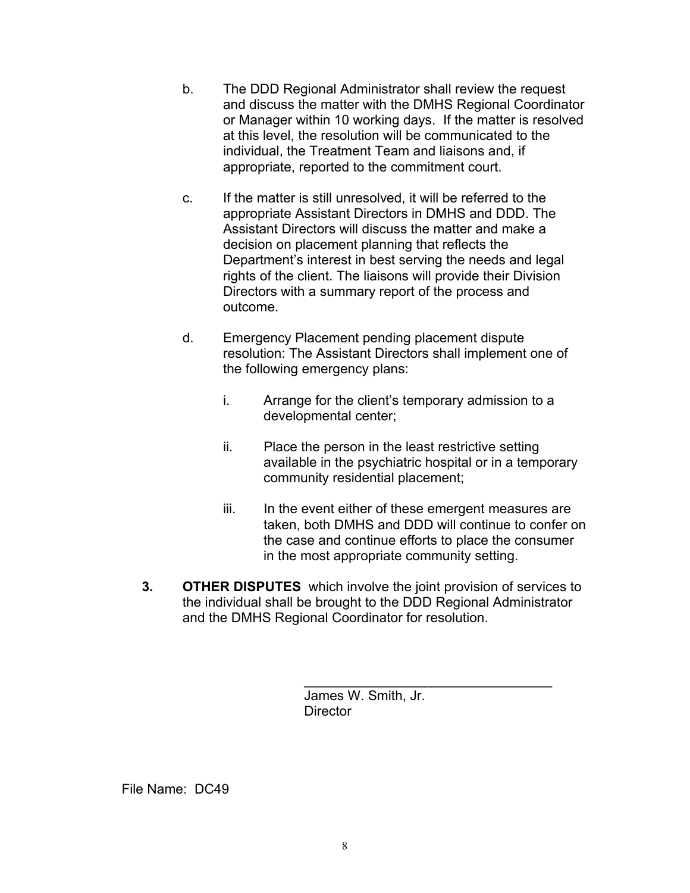b. The DDD Regional Administrator shall review the request and discuss the matter with the DMHS Regional Coordinator or Manager within 10 working days. If the matter is resolved at this level, the resolution will be communicated to the individual, the Treatment Team and liaisons and, if appropriate, reported to the commitment court.

c. If the matter is still unresolved, it will be referred to the appropriate Assistant Directors in DMHS and DDD. The Assistant Directors will discuss the matter and make a decision on placement planning that reflects the Department's interest in best serving the needs and legal rights of the client. The liaisons will provide their Division Directors with a summary report of the process and outcome.

d. Emergency Placement pending placement dispute resolution: The Assistant Directors shall implement one of the following emergency plans:

   i. Arrange for the client's temporary admission to a developmental center;

   ii. Place the person in the least restrictive setting available in the psychiatric hospital or in a temporary community residential placement;

   iii. In the event either of these emergent measures are taken, both DMHS and DDD will continue to confer on the case and continue efforts to place the consumer in the most appropriate community setting.

**3. OTHER DISPUTES** which involve the joint provision of services to the individual shall be brought to the DDD Regional Administrator and the DMHS Regional Coordinator for resolution.

\_\_\_\_\_\_\_\_\_\_\_\_\_\_\_\_\_\_\_\_\_\_\_\_\_\_\_\_\_\_\_\_\_\_
James W. Smith, Jr.
Director

File Name: DC49